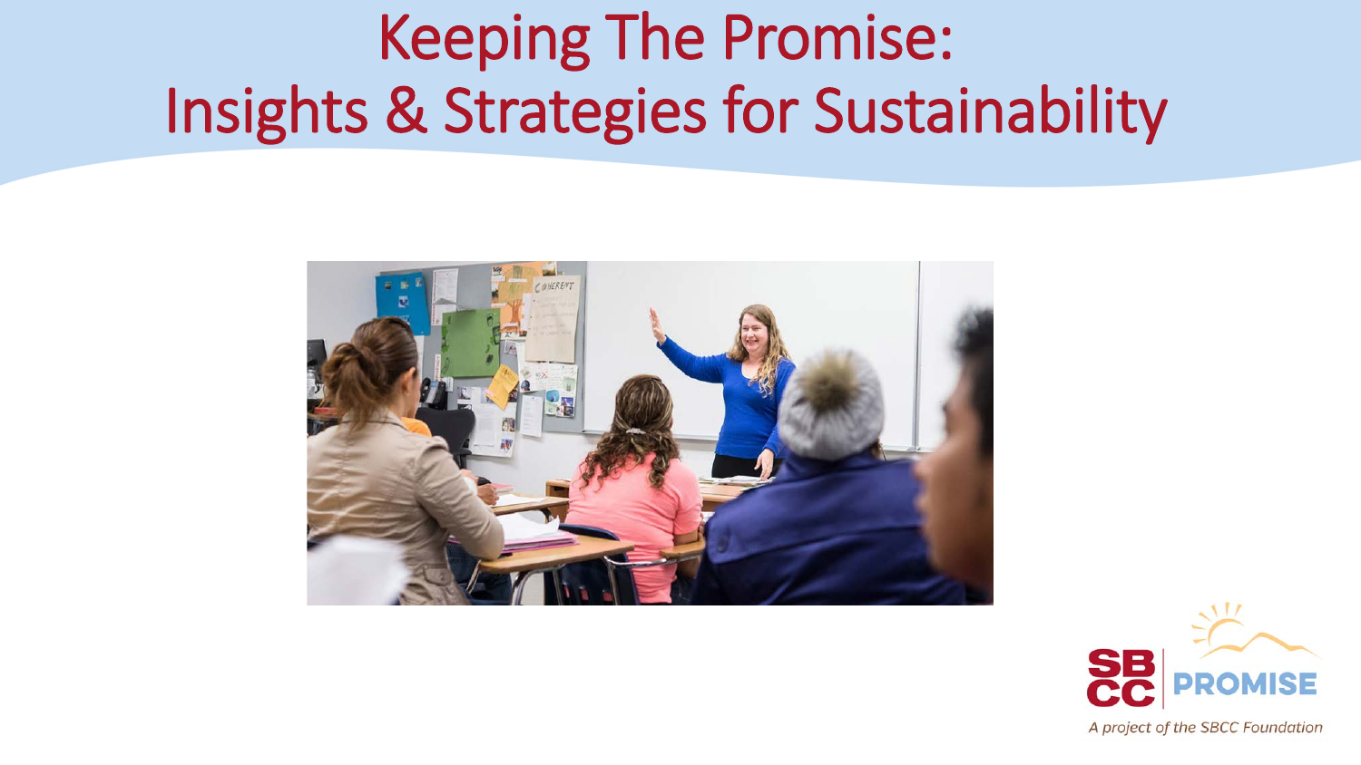# Keeping The Promise: Insights & Strategies for Sustainability

SBCC PROMISE

*A project of the SBCC Foundation*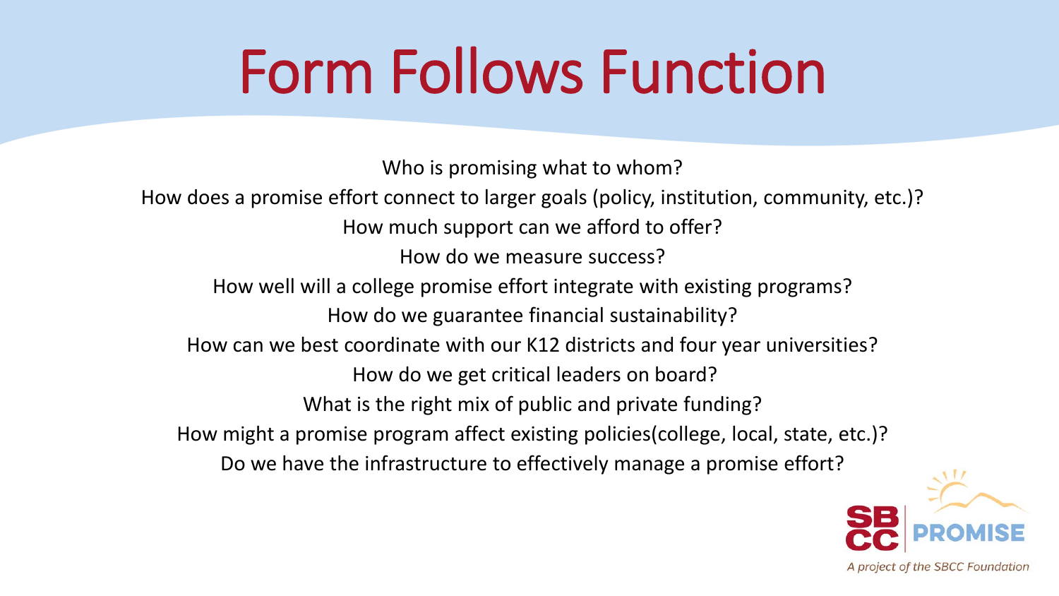# Form Follows Function

Who is promising what to whom?

How does a promise effort connect to larger goals (policy, institution, community, etc.)?

How much support can we afford to offer?

How do we measure success?

How well will a college promise effort integrate with existing programs?

How do we guarantee financial sustainability?

How can we best coordinate with our K12 districts and four year universities?

How do we get critical leaders on board?

What is the right mix of public and private funding?

How might a promise program affect existing policies(college, local, state, etc.)?

Do we have the infrastructure to effectively manage a promise effort?

SBCC PROMISE

*A project of the SBCC Foundation*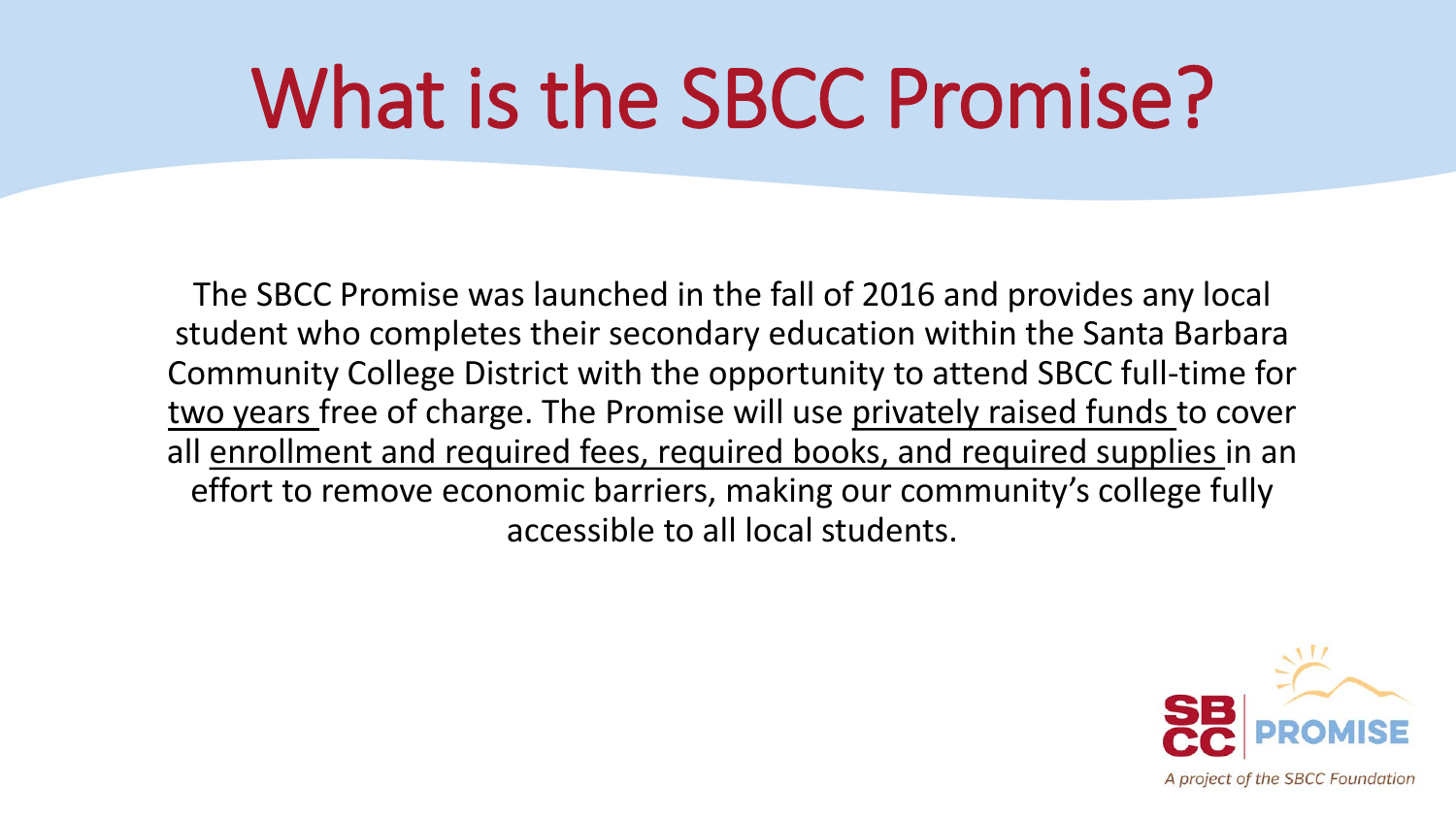# What is the SBCC Promise?

The SBCC Promise was launched in the fall of 2016 and provides any local student who completes their secondary education within the Santa Barbara Community College District with the opportunity to attend SBCC full-time for <u>two years</u> free of charge. The Promise will use <u>privately raised funds</u> to cover all <u>enrollment and required fees, required books, and required supplies</u> in an effort to remove economic barriers, making our community's college fully accessible to all local students.

SBCC PROMISE

*A project of the SBCC Foundation*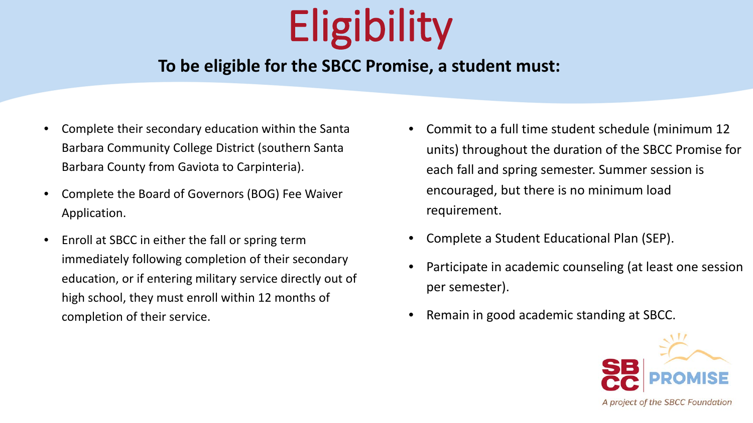# Eligibility

**To be eligible for the SBCC Promise, a student must:**

- Complete their secondary education within the Santa Barbara Community College District (southern Santa Barbara County from Gaviota to Carpinteria).
- Complete the Board of Governors (BOG) Fee Waiver Application.
- Enroll at SBCC in either the fall or spring term immediately following completion of their secondary education, or if entering military service directly out of high school, they must enroll within 12 months of completion of their service.
- Commit to a full time student schedule (minimum 12 units) throughout the duration of the SBCC Promise for each fall and spring semester. Summer session is encouraged, but there is no minimum load requirement.
- Complete a Student Educational Plan (SEP).
- Participate in academic counseling (at least one session per semester).
- Remain in good academic standing at SBCC.

SBCC PROMISE

*A project of the SBCC Foundation*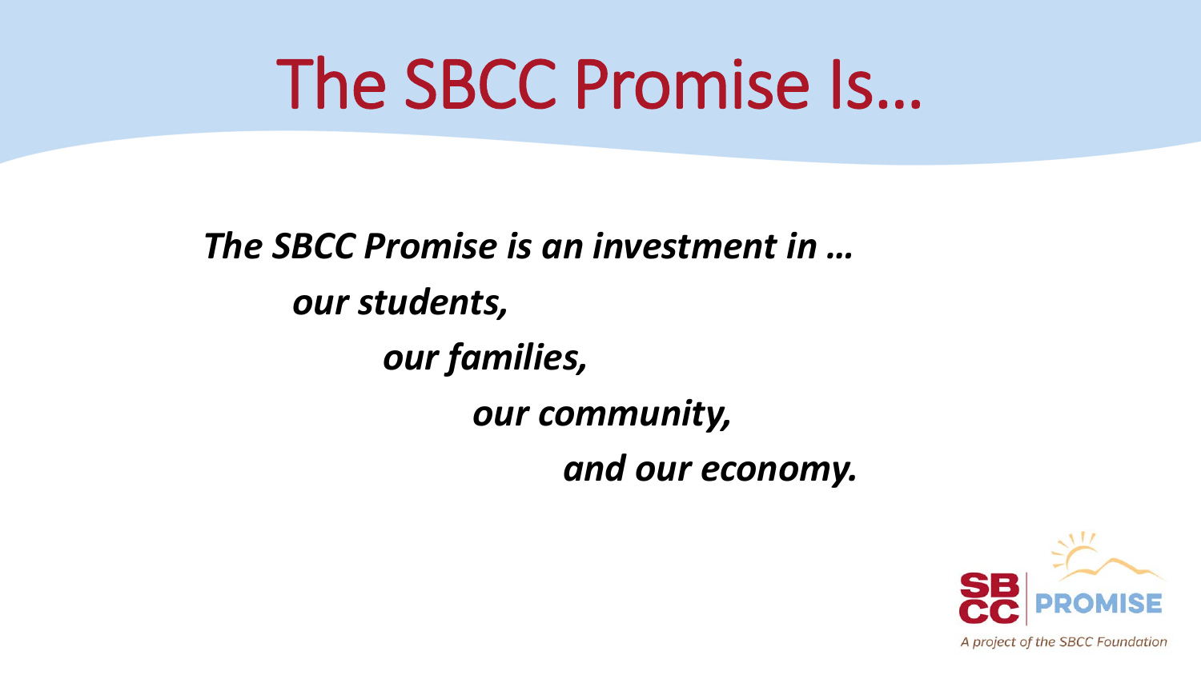# The SBCC Promise Is…

***The SBCC Promise is an investment in …***

***our students,***

***our families,***

***our community,***

***and our economy.***

SBCC PROMISE

A project of the SBCC Foundation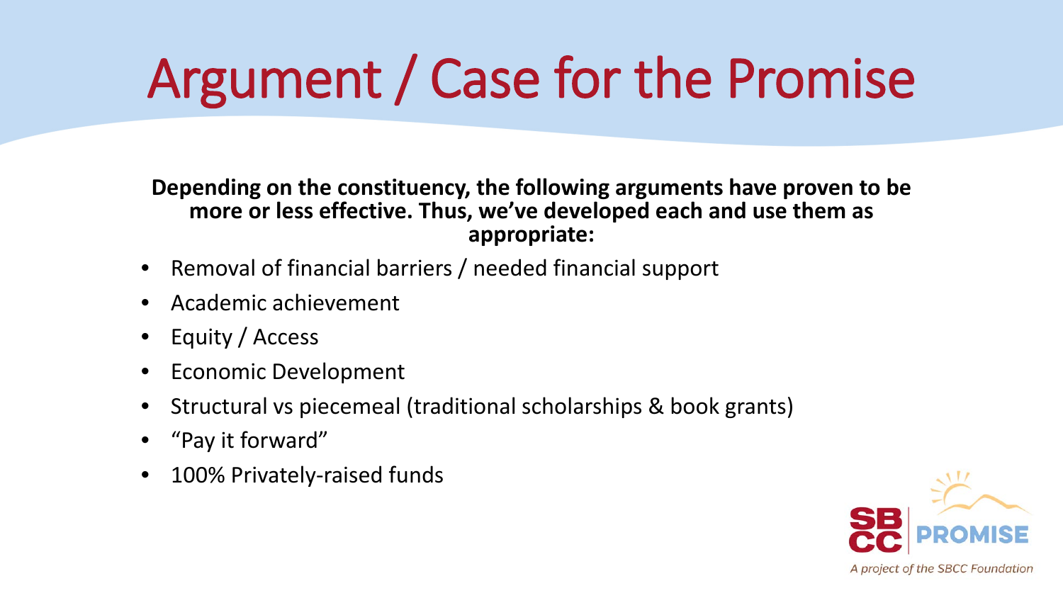# Argument / Case for the Promise

**Depending on the constituency, the following arguments have proven to be more or less effective. Thus, we've developed each and use them as appropriate:**

- Removal of financial barriers / needed financial support
- Academic achievement
- Equity / Access
- Economic Development
- Structural vs piecemeal (traditional scholarships & book grants)
- "Pay it forward"
- 100% Privately-raised funds

SBCC PROMISE

*A project of the SBCC Foundation*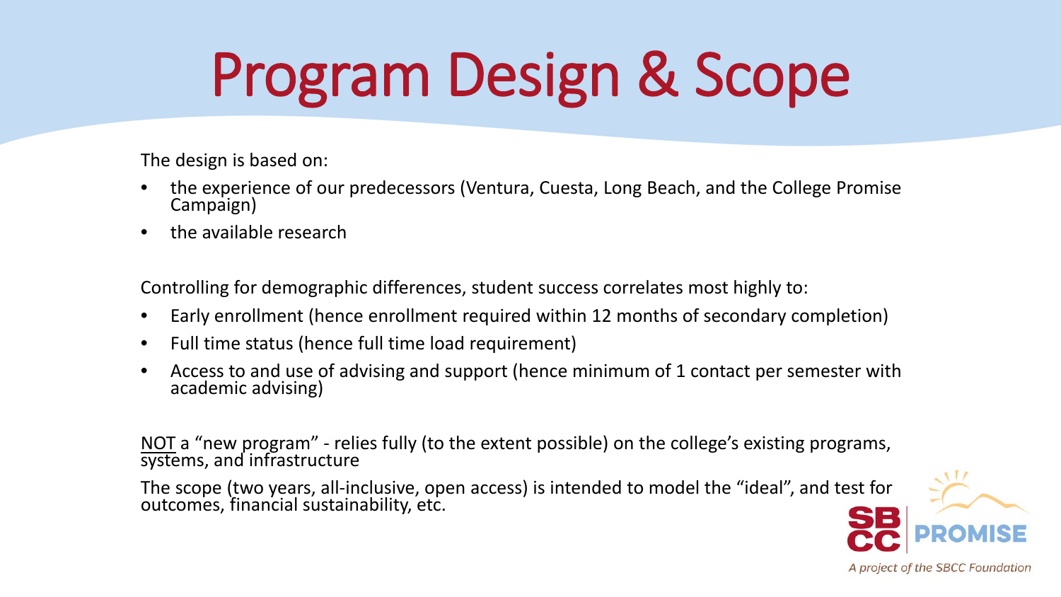# Program Design & Scope

The design is based on:

- the experience of our predecessors (Ventura, Cuesta, Long Beach, and the College Promise Campaign)
- the available research

Controlling for demographic differences, student success correlates most highly to:

- Early enrollment (hence enrollment required within 12 months of secondary completion)
- Full time status (hence full time load requirement)
- Access to and use of advising and support (hence minimum of 1 contact per semester with academic advising)

<u>NOT</u> a "new program" - relies fully (to the extent possible) on the college's existing programs, systems, and infrastructure

The scope (two years, all-inclusive, open access) is intended to model the "ideal", and test for outcomes, financial sustainability, etc.

SBCC PROMISE

*A project of the SBCC Foundation*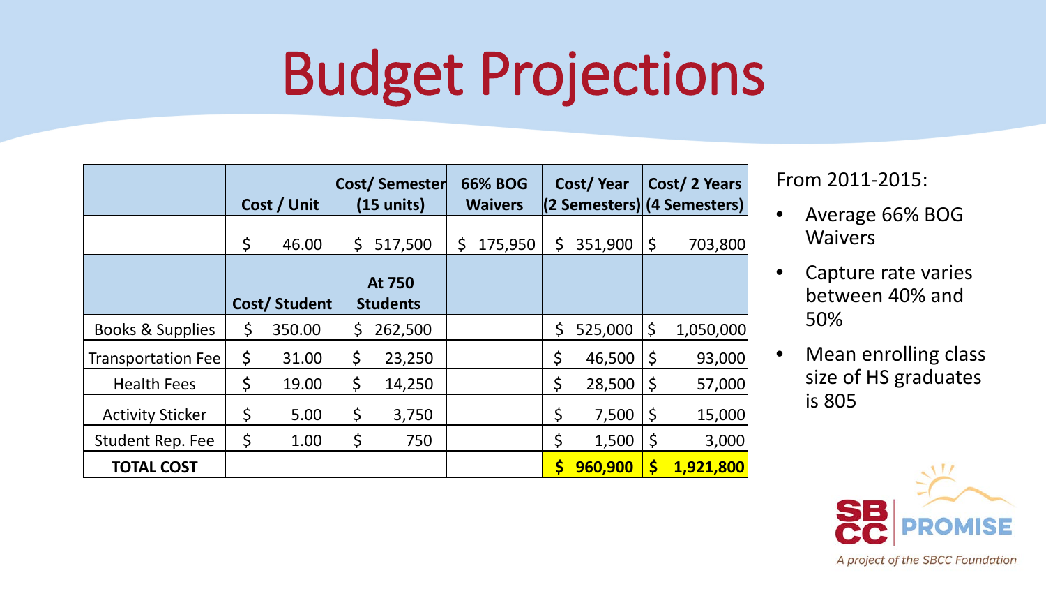# Budget Projections

| | Cost / Unit | Cost/ Semester (15 units) | 66% BOG Waivers | Cost/ Year (2 Semesters) | Cost/ 2 Years (4 Semesters) |
|---|---|---|---|---|---|
| | $ 46.00 | $ 517,500 | $ 175,950 | $ 351,900 | $ 703,800 |
| | Cost/ Student | At 750 Students | | | |
| Books & Supplies | $ 350.00 | $ 262,500 | | $ 525,000 | $ 1,050,000 |
| Transportation Fee | $ 31.00 | $ 23,250 | | $ 46,500 | $ 93,000 |
| Health Fees | $ 19.00 | $ 14,250 | | $ 28,500 | $ 57,000 |
| Activity Sticker | $ 5.00 | $ 3,750 | | $ 7,500 | $ 15,000 |
| Student Rep. Fee | $ 1.00 | $ 750 | | $ 1,500 | $ 3,000 |
| **TOTAL COST** | | | | **$ 960,900** | **$ 1,921,800** |

From 2011-2015:

- Average 66% BOG Waivers
- Capture rate varies between 40% and 50%
- Mean enrolling class size of HS graduates is 805

SBCC PROMISE

*A project of the SBCC Foundation*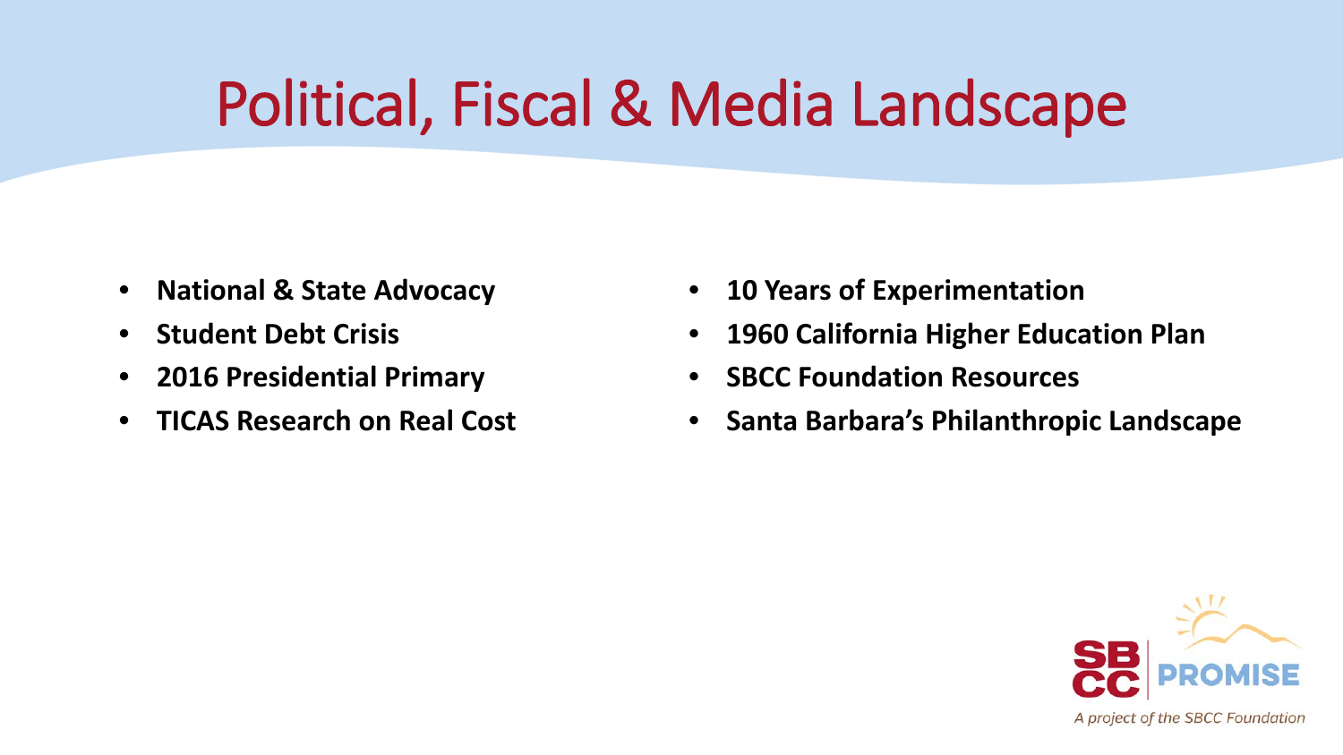# Political, Fiscal & Media Landscape

- **National & State Advocacy**
- **Student Debt Crisis**
- **2016 Presidential Primary**
- **TICAS Research on Real Cost**
- **10 Years of Experimentation**
- **1960 California Higher Education Plan**
- **SBCC Foundation Resources**
- **Santa Barbara's Philanthropic Landscape**

SBCC PROMISE

*A project of the SBCC Foundation*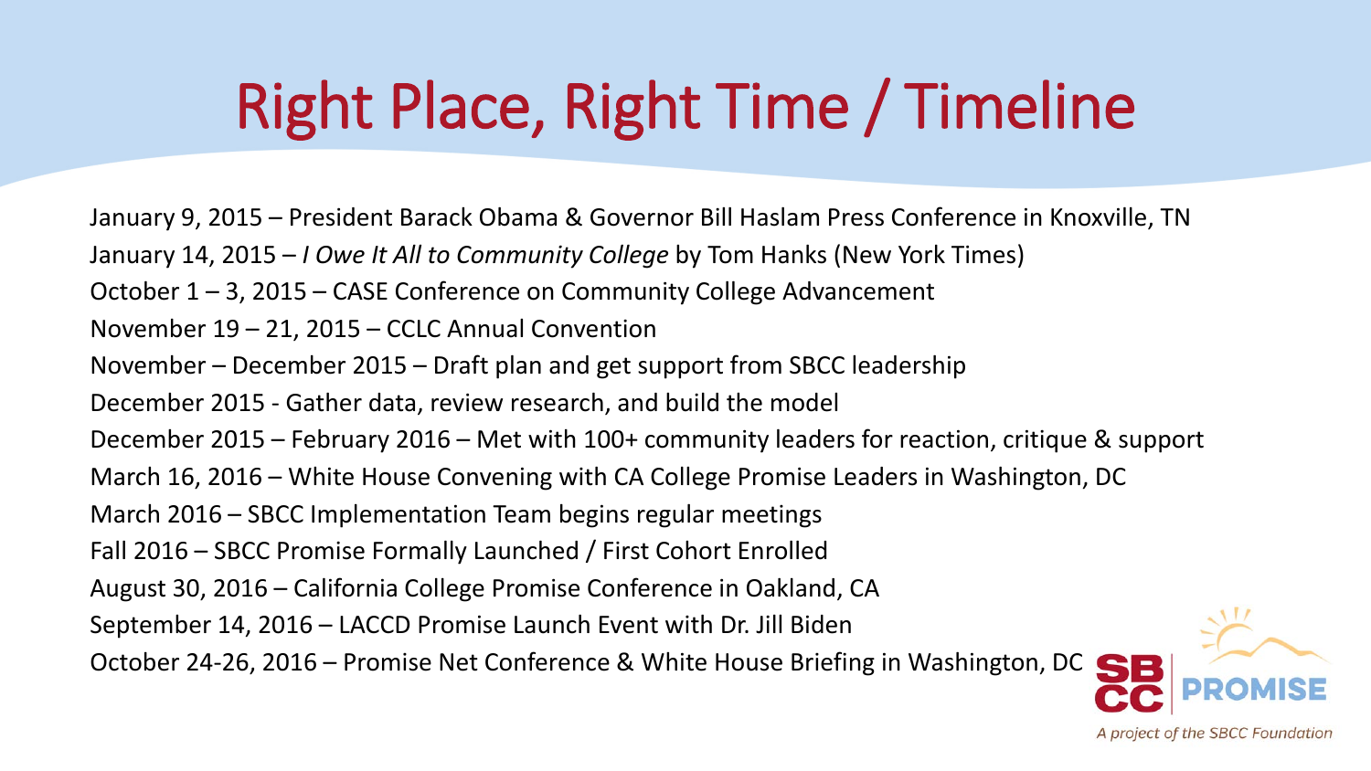# Right Place, Right Time / Timeline

January 9, 2015 – President Barack Obama & Governor Bill Haslam Press Conference in Knoxville, TN

January 14, 2015 – *I Owe It All to Community College* by Tom Hanks (New York Times)

October 1 – 3, 2015 – CASE Conference on Community College Advancement

November 19 – 21, 2015 – CCLC Annual Convention

November – December 2015 – Draft plan and get support from SBCC leadership

December 2015 - Gather data, review research, and build the model

December 2015 – February 2016 – Met with 100+ community leaders for reaction, critique & support

March 16, 2016 – White House Convening with CA College Promise Leaders in Washington, DC

March 2016 – SBCC Implementation Team begins regular meetings

Fall 2016 – SBCC Promise Formally Launched / First Cohort Enrolled

August 30, 2016 – California College Promise Conference in Oakland, CA

September 14, 2016 – LACCD Promise Launch Event with Dr. Jill Biden

October 24-26, 2016 – Promise Net Conference & White House Briefing in Washington, DC

SBCC PROMISE

*A project of the SBCC Foundation*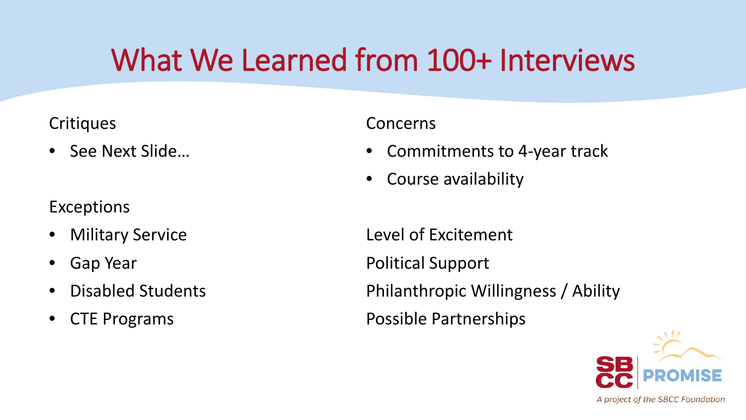# What We Learned from 100+ Interviews

Critiques

- See Next Slide…

Exceptions

- Military Service
- Gap Year
- Disabled Students
- CTE Programs

Concerns

- Commitments to 4-year track
- Course availability

Level of Excitement

Political Support

Philanthropic Willingness / Ability

Possible Partnerships

SBCC PROMISE

*A project of the SBCC Foundation*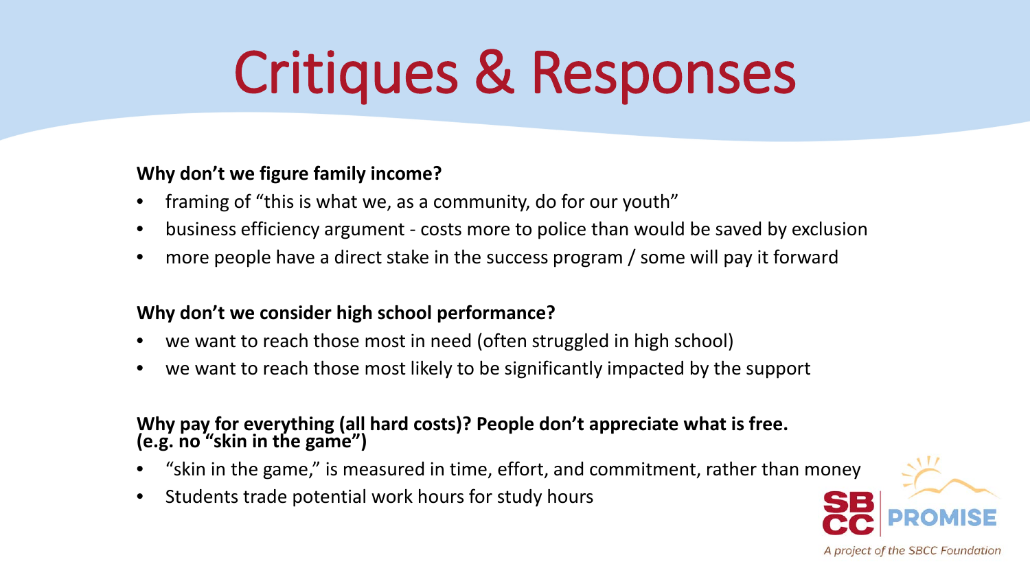# Critiques & Responses

**Why don't we figure family income?**

- framing of "this is what we, as a community, do for our youth"
- business efficiency argument - costs more to police than would be saved by exclusion
- more people have a direct stake in the success program / some will pay it forward

**Why don't we consider high school performance?**

- we want to reach those most in need (often struggled in high school)
- we want to reach those most likely to be significantly impacted by the support

**Why pay for everything (all hard costs)? People don't appreciate what is free. (e.g. no "skin in the game")**

- "skin in the game," is measured in time, effort, and commitment, rather than money
- Students trade potential work hours for study hours

SBCC PROMISE

*A project of the SBCC Foundation*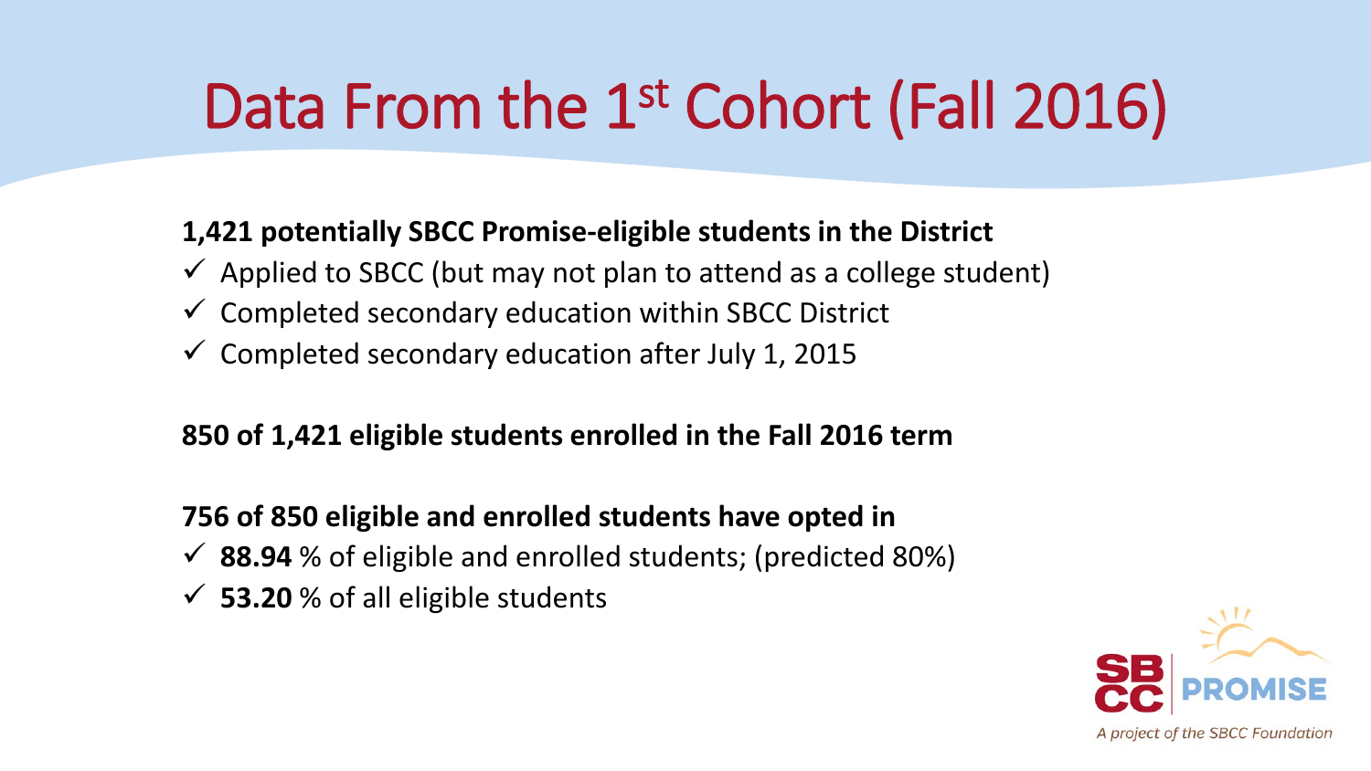# Data From the 1st Cohort (Fall 2016)

**1,421 potentially SBCC Promise-eligible students in the District**

- ✓ Applied to SBCC (but may not plan to attend as a college student)
- ✓ Completed secondary education within SBCC District
- ✓ Completed secondary education after July 1, 2015

**850 of 1,421 eligible students enrolled in the Fall 2016 term**

**756 of 850 eligible and enrolled students have opted in**

- ✓ **88.94** % of eligible and enrolled students; (predicted 80%)
- ✓ **53.20** % of all eligible students

SBCC PROMISE

*A project of the SBCC Foundation*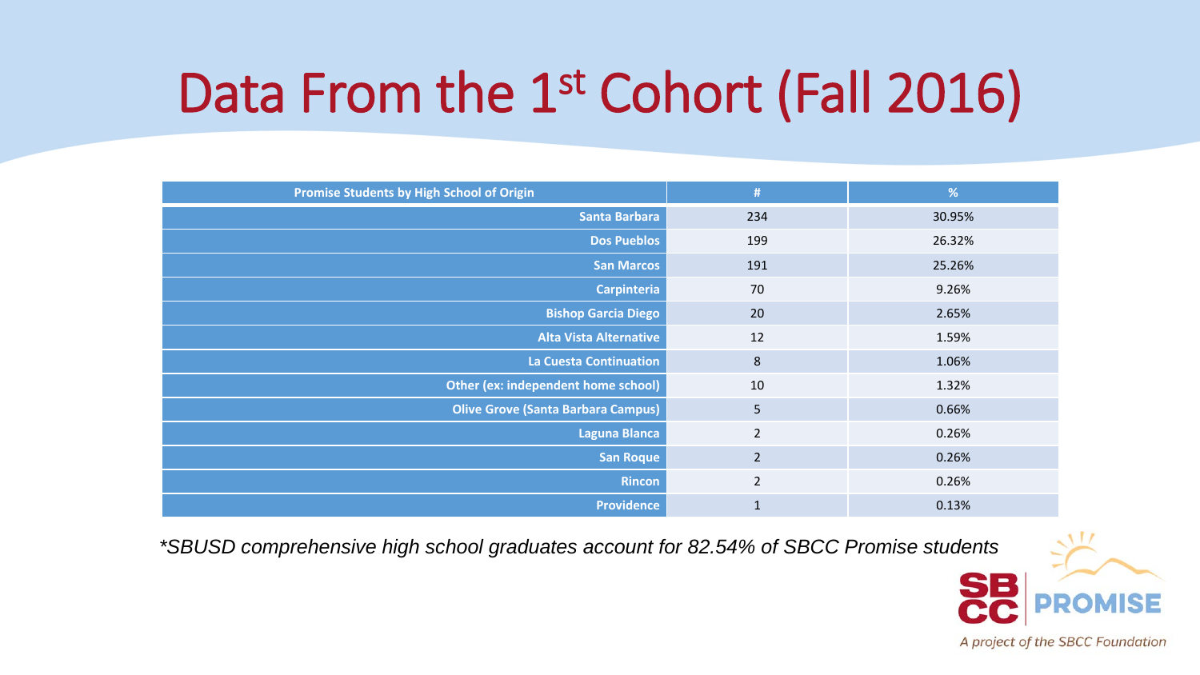# Data From the 1st Cohort (Fall 2016)

| Promise Students by High School of Origin | # | % |
|---|---|---|
| Santa Barbara | 234 | 30.95% |
| Dos Pueblos | 199 | 26.32% |
| San Marcos | 191 | 25.26% |
| Carpinteria | 70 | 9.26% |
| Bishop Garcia Diego | 20 | 2.65% |
| Alta Vista Alternative | 12 | 1.59% |
| La Cuesta Continuation | 8 | 1.06% |
| Other (ex: independent home school) | 10 | 1.32% |
| Olive Grove (Santa Barbara Campus) | 5 | 0.66% |
| Laguna Blanca | 2 | 0.26% |
| San Roque | 2 | 0.26% |
| Rincon | 2 | 0.26% |
| Providence | 1 | 0.13% |

*\*SBUSD comprehensive high school graduates account for 82.54% of SBCC Promise students*

SBCC PROMISE

*A project of the SBCC Foundation*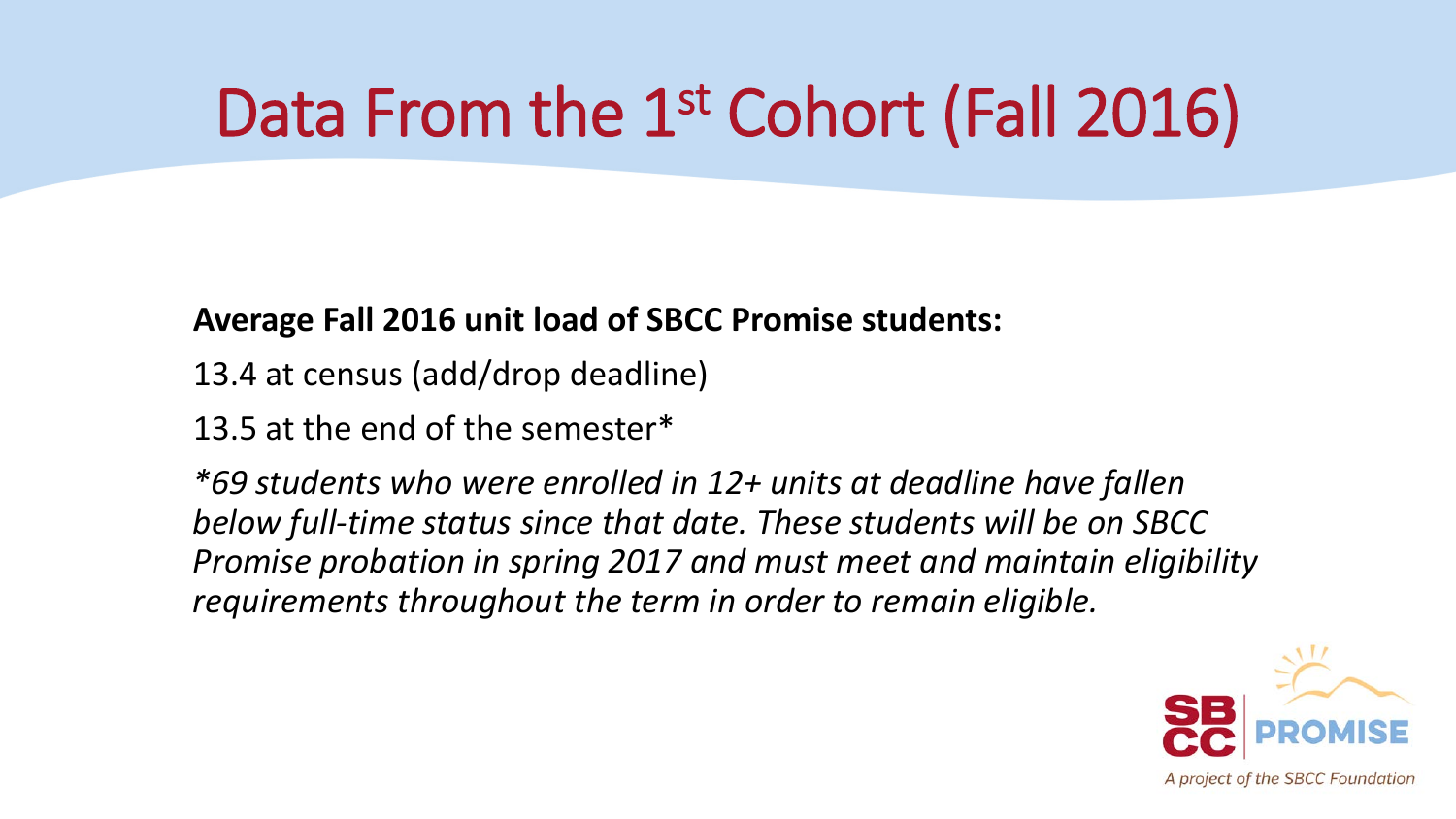# Data From the 1st Cohort (Fall 2016)

**Average Fall 2016 unit load of SBCC Promise students:**

13.4 at census (add/drop deadline)

13.5 at the end of the semester*

*\*69 students who were enrolled in 12+ units at deadline have fallen below full-time status since that date. These students will be on SBCC Promise probation in spring 2017 and must meet and maintain eligibility requirements throughout the term in order to remain eligible.*

SBCC PROMISE

A project of the SBCC Foundation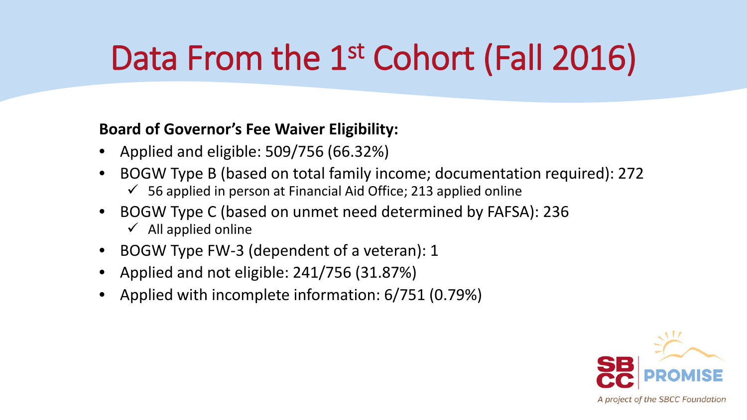# Data From the 1st Cohort (Fall 2016)

**Board of Governor's Fee Waiver Eligibility:**

- Applied and eligible: 509/756 (66.32%)
- BOGW Type B (based on total family income; documentation required): 272
  - ✓ 56 applied in person at Financial Aid Office; 213 applied online
- BOGW Type C (based on unmet need determined by FAFSA): 236
  - ✓ All applied online
- BOGW Type FW-3 (dependent of a veteran): 1
- Applied and not eligible: 241/756 (31.87%)
- Applied with incomplete information: 6/751 (0.79%)

SBCC PROMISE

*A project of the SBCC Foundation*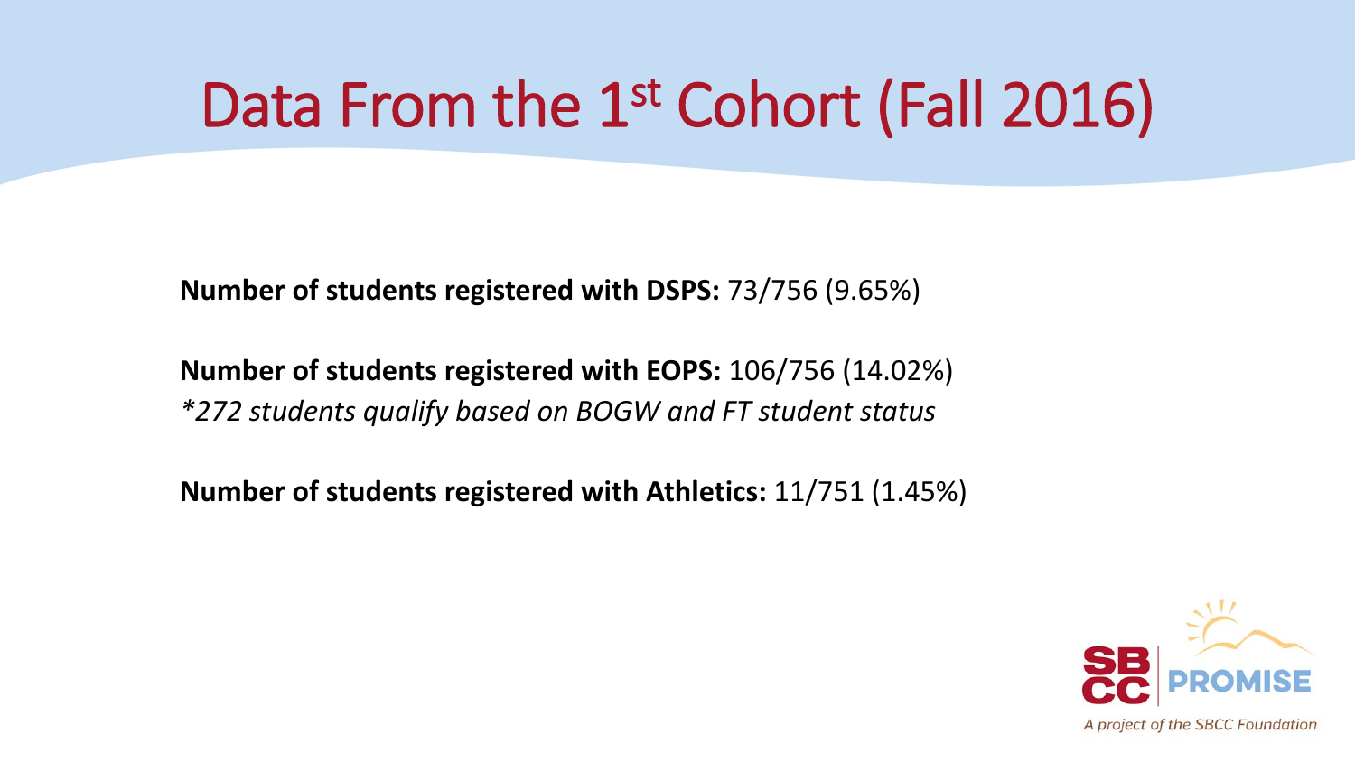# Data From the 1st Cohort (Fall 2016)

**Number of students registered with DSPS:** 73/756 (9.65%)

**Number of students registered with EOPS:** 106/756 (14.02%)
*\*272 students qualify based on BOGW and FT student status*

**Number of students registered with Athletics:** 11/751 (1.45%)

SBCC PROMISE
*A project of the SBCC Foundation*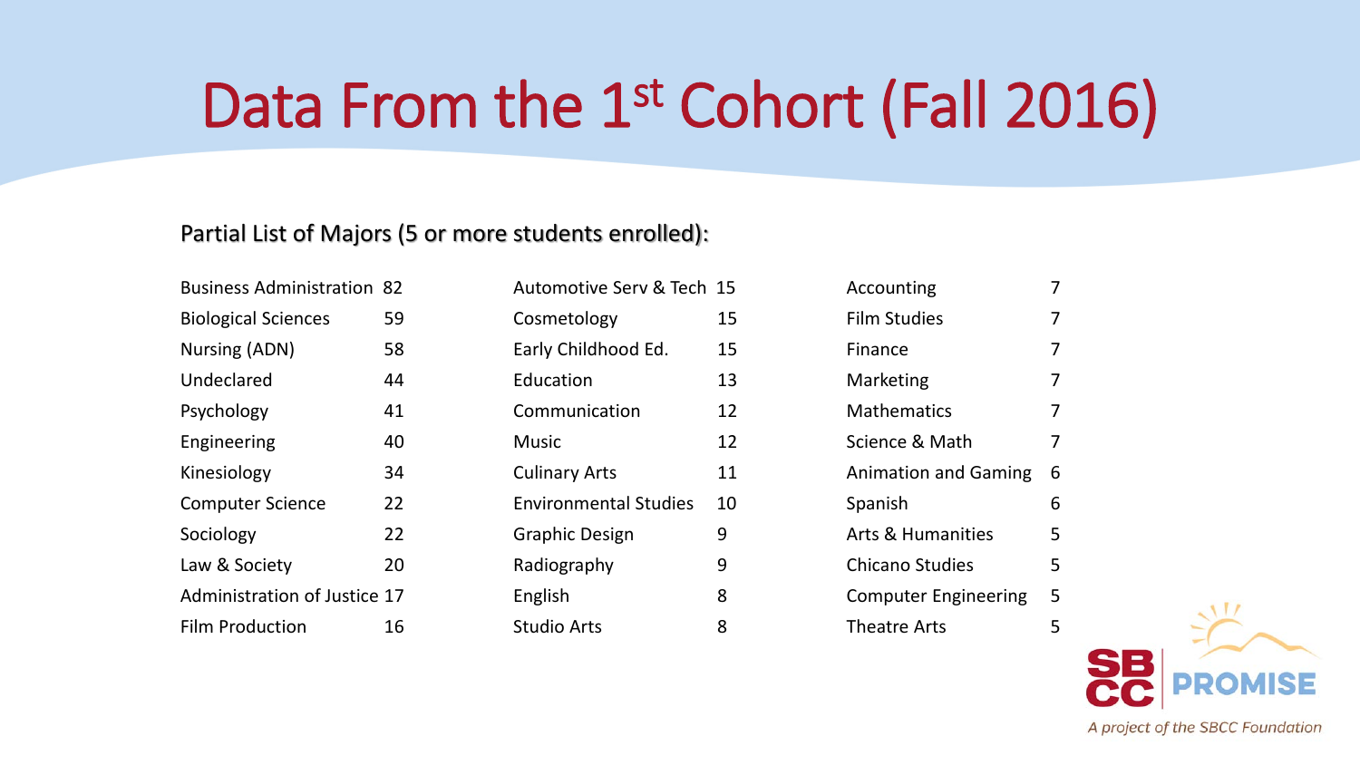# Data From the 1st Cohort (Fall 2016)

Partial List of Majors (5 or more students enrolled):

| Major | Students | Major | Students | Major | Students |
|---|---|---|---|---|---|
| Business Administration | 82 | Automotive Serv & Tech | 15 | Accounting | 7 |
| Biological Sciences | 59 | Cosmetology | 15 | Film Studies | 7 |
| Nursing (ADN) | 58 | Early Childhood Ed. | 15 | Finance | 7 |
| Undeclared | 44 | Education | 13 | Marketing | 7 |
| Psychology | 41 | Communication | 12 | Mathematics | 7 |
| Engineering | 40 | Music | 12 | Science & Math | 7 |
| Kinesiology | 34 | Culinary Arts | 11 | Animation and Gaming | 6 |
| Computer Science | 22 | Environmental Studies | 10 | Spanish | 6 |
| Sociology | 22 | Graphic Design | 9 | Arts & Humanities | 5 |
| Law & Society | 20 | Radiography | 9 | Chicano Studies | 5 |
| Administration of Justice | 17 | English | 8 | Computer Engineering | 5 |
| Film Production | 16 | Studio Arts | 8 | Theatre Arts | 5 |

SBCC PROMISE

*A project of the SBCC Foundation*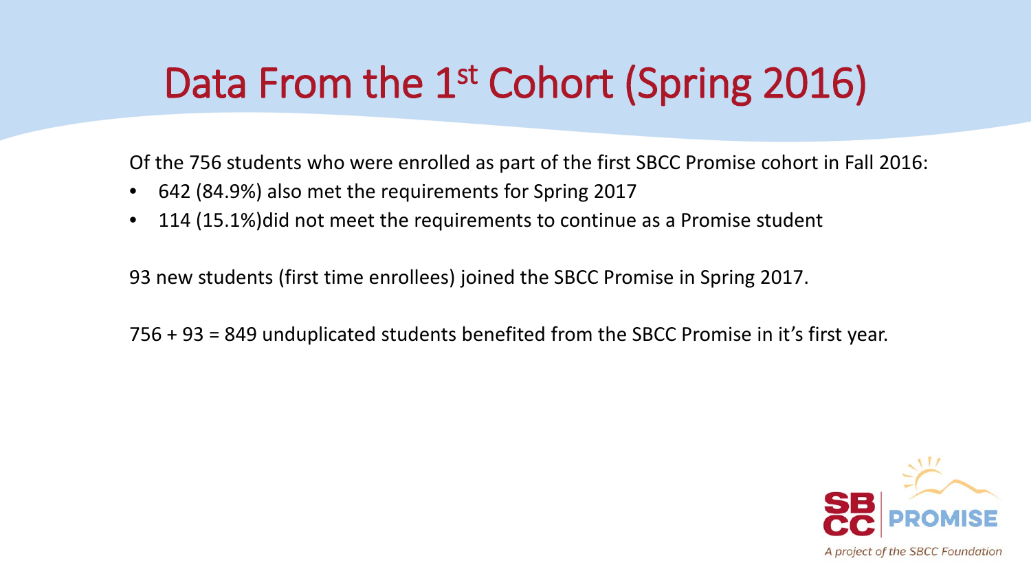# Data From the 1st Cohort (Spring 2016)

Of the 756 students who were enrolled as part of the first SBCC Promise cohort in Fall 2016:

- 642 (84.9%) also met the requirements for Spring 2017
- 114 (15.1%)did not meet the requirements to continue as a Promise student

93 new students (first time enrollees) joined the SBCC Promise in Spring 2017.

756 + 93 = 849 unduplicated students benefited from the SBCC Promise in it's first year.

SBCC PROMISE

*A project of the SBCC Foundation*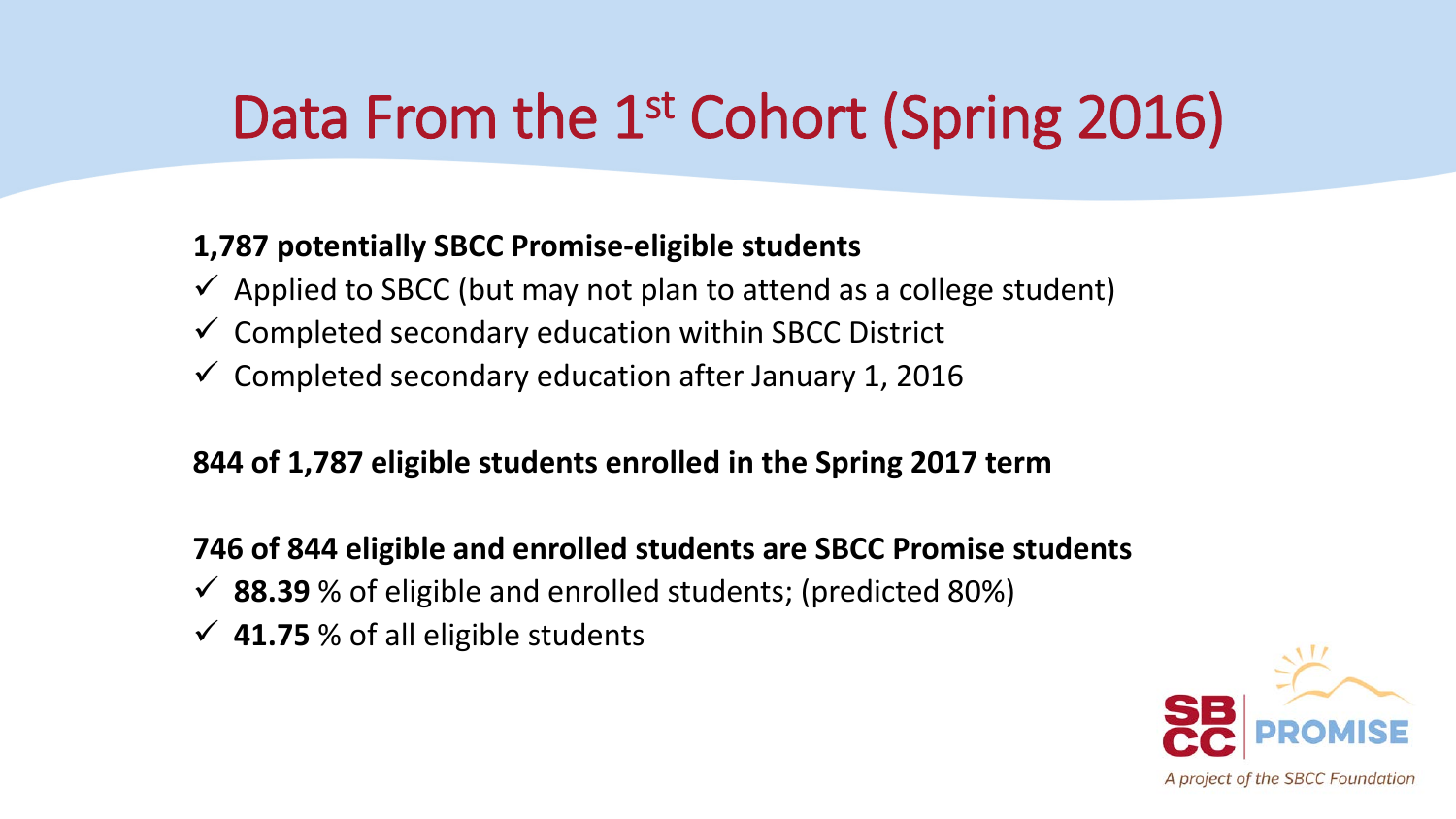# Data From the 1st Cohort (Spring 2016)

**1,787 potentially SBCC Promise-eligible students**

- ✓ Applied to SBCC (but may not plan to attend as a college student)
- ✓ Completed secondary education within SBCC District
- ✓ Completed secondary education after January 1, 2016

**844 of 1,787 eligible students enrolled in the Spring 2017 term**

**746 of 844 eligible and enrolled students are SBCC Promise students**

- ✓ **88.39** % of eligible and enrolled students; (predicted 80%)
- ✓ **41.75** % of all eligible students

SBCC PROMISE

*A project of the SBCC Foundation*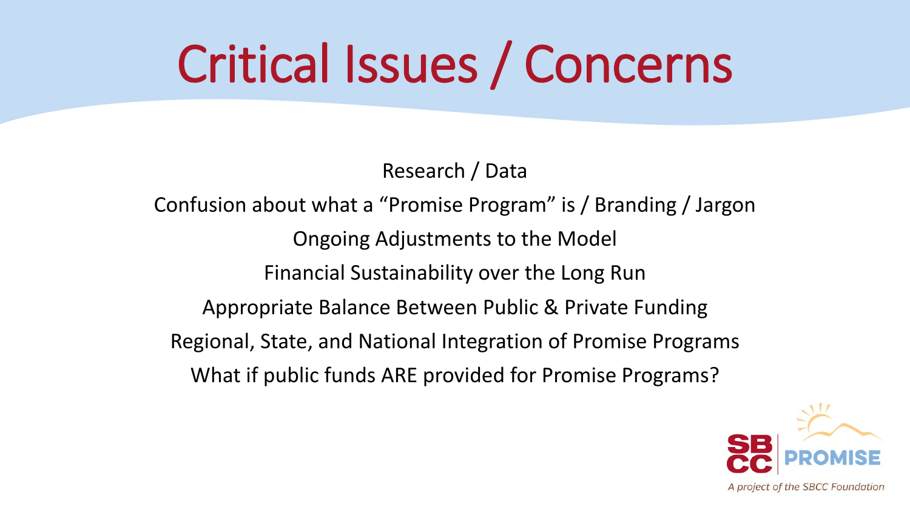# Critical Issues / Concerns

Research / Data

Confusion about what a "Promise Program" is / Branding / Jargon

Ongoing Adjustments to the Model

Financial Sustainability over the Long Run

Appropriate Balance Between Public & Private Funding

Regional, State, and National Integration of Promise Programs

What if public funds ARE provided for Promise Programs?

SBCC PROMISE

*A project of the SBCC Foundation*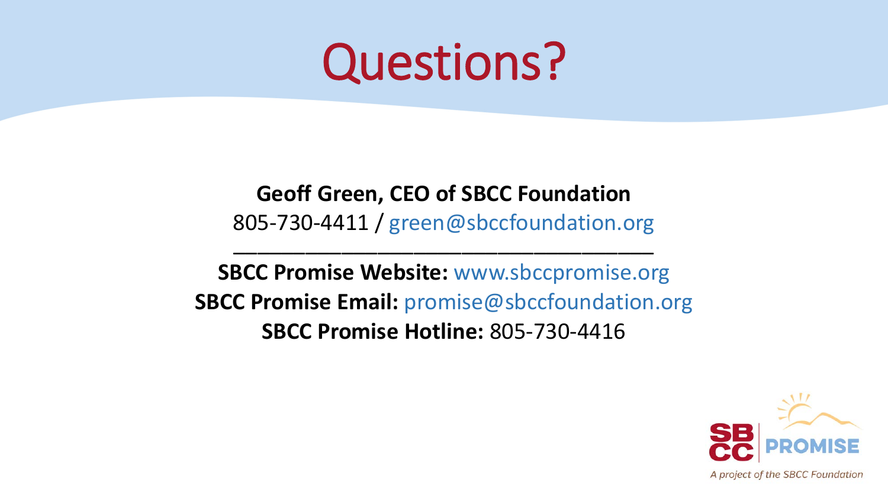# Questions?

**Geoff Green, CEO of SBCC Foundation**
805-730-4411 / green@sbccfoundation.org

---

**SBCC Promise Website:** www.sbccpromise.org
**SBCC Promise Email:** promise@sbccfoundation.org
**SBCC Promise Hotline:** 805-730-4416

SBCC PROMISE
*A project of the SBCC Foundation*